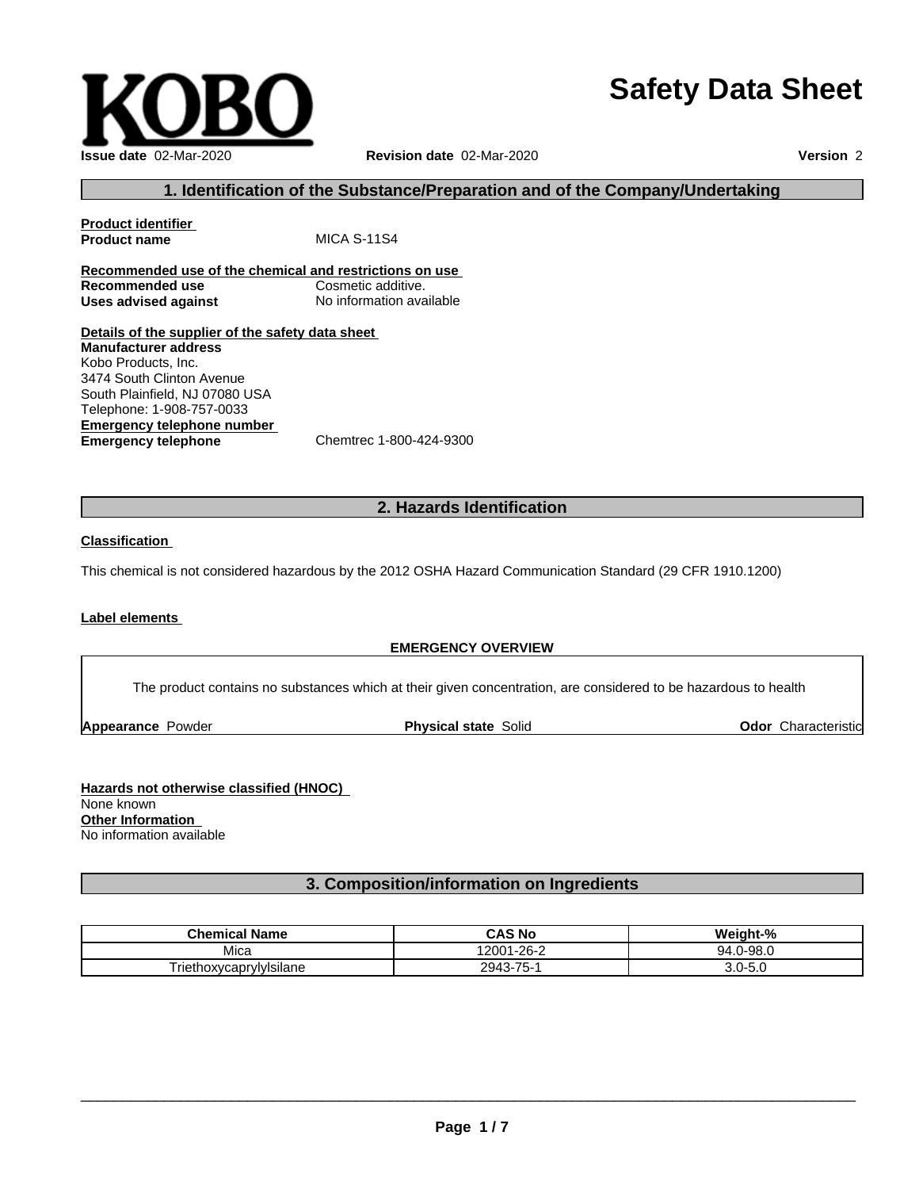KOBO

# Safety Data Sheet

**Issue date** 02-Mar-2020 **Revision date** 02-Mar-2020 **Version** 2

## 1. Identification of the Substance/Preparation and of the Company/Undertaking

**Product identifier**

**Product name** MICA S-11S4

**Recommended use of the chemical and restrictions on use**

**Recommended use** Cosmetic additive.

**Uses advised against** No information available

**Details of the supplier of the safety data sheet**

**Manufacturer address**

Kobo Products, Inc.
3474 South Clinton Avenue
South Plainfield, NJ 07080 USA
Telephone: 1-908-757-0033

**Emergency telephone number**

**Emergency telephone** Chemtrec 1-800-424-9300

## 2. Hazards Identification

**Classification**

This chemical is not considered hazardous by the 2012 OSHA Hazard Communication Standard (29 CFR 1910.1200)

**Label elements**

**EMERGENCY OVERVIEW**

The product contains no substances which at their given concentration, are considered to be hazardous to health

**Appearance** Powder **Physical state** Solid **Odor** Characteristic

**Hazards not otherwise classified (HNOC)**

None known

**Other Information**

No information available

## 3. Composition/information on Ingredients

| Chemical Name | CAS No | Weight-% |
|---|---|---|
| Mica | 12001-26-2 | 94.0-98.0 |
| Triethoxycaprylylsilane | 2943-75-1 | 3.0-5.0 |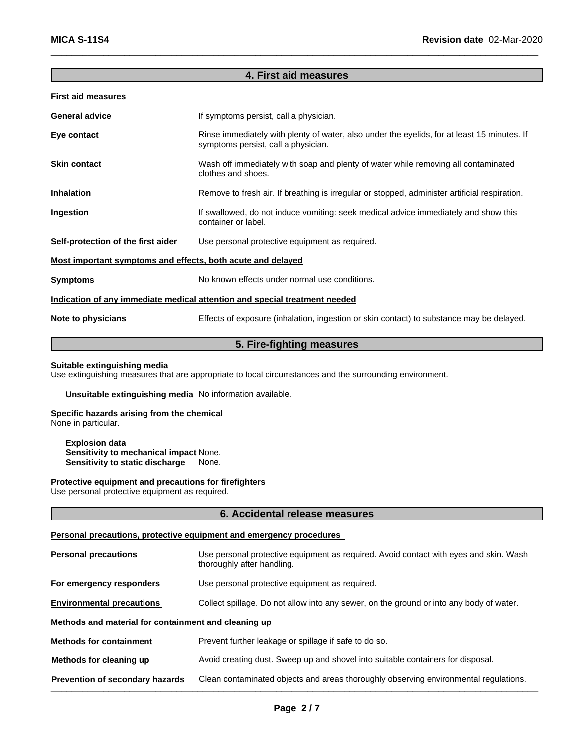## 4. First aid measures

**First aid measures**

| | |
|---|---|
| **General advice** | If symptoms persist, call a physician. |
| **Eye contact** | Rinse immediately with plenty of water, also under the eyelids, for at least 15 minutes. If symptoms persist, call a physician. |
| **Skin contact** | Wash off immediately with soap and plenty of water while removing all contaminated clothes and shoes. |
| **Inhalation** | Remove to fresh air. If breathing is irregular or stopped, administer artificial respiration. |
| **Ingestion** | If swallowed, do not induce vomiting: seek medical advice immediately and show this container or label. |
| **Self-protection of the first aider** | Use personal protective equipment as required. |

**Most important symptoms and effects, both acute and delayed**

| | |
|---|---|
| **Symptoms** | No known effects under normal use conditions. |

**Indication of any immediate medical attention and special treatment needed**

| | |
|---|---|
| **Note to physicians** | Effects of exposure (inhalation, ingestion or skin contact) to substance may be delayed. |

## 5. Fire-fighting measures

**Suitable extinguishing media**
Use extinguishing measures that are appropriate to local circumstances and the surrounding environment.

**Unsuitable extinguishing media** No information available.

**Specific hazards arising from the chemical**
None in particular.

**Explosion data**
**Sensitivity to mechanical impact** None.
**Sensitivity to static discharge** None.

**Protective equipment and precautions for firefighters**
Use personal protective equipment as required.

## 6. Accidental release measures

**Personal precautions, protective equipment and emergency procedures**

| | |
|---|---|
| **Personal precautions** | Use personal protective equipment as required. Avoid contact with eyes and skin. Wash thoroughly after handling. |
| **For emergency responders** | Use personal protective equipment as required. |
| **Environmental precautions** | Collect spillage. Do not allow into any sewer, on the ground or into any body of water. |

**Methods and material for containment and cleaning up**

| | |
|---|---|
| **Methods for containment** | Prevent further leakage or spillage if safe to do so. |
| **Methods for cleaning up** | Avoid creating dust. Sweep up and shovel into suitable containers for disposal. |
| **Prevention of secondary hazards** | Clean contaminated objects and areas thoroughly observing environmental regulations. |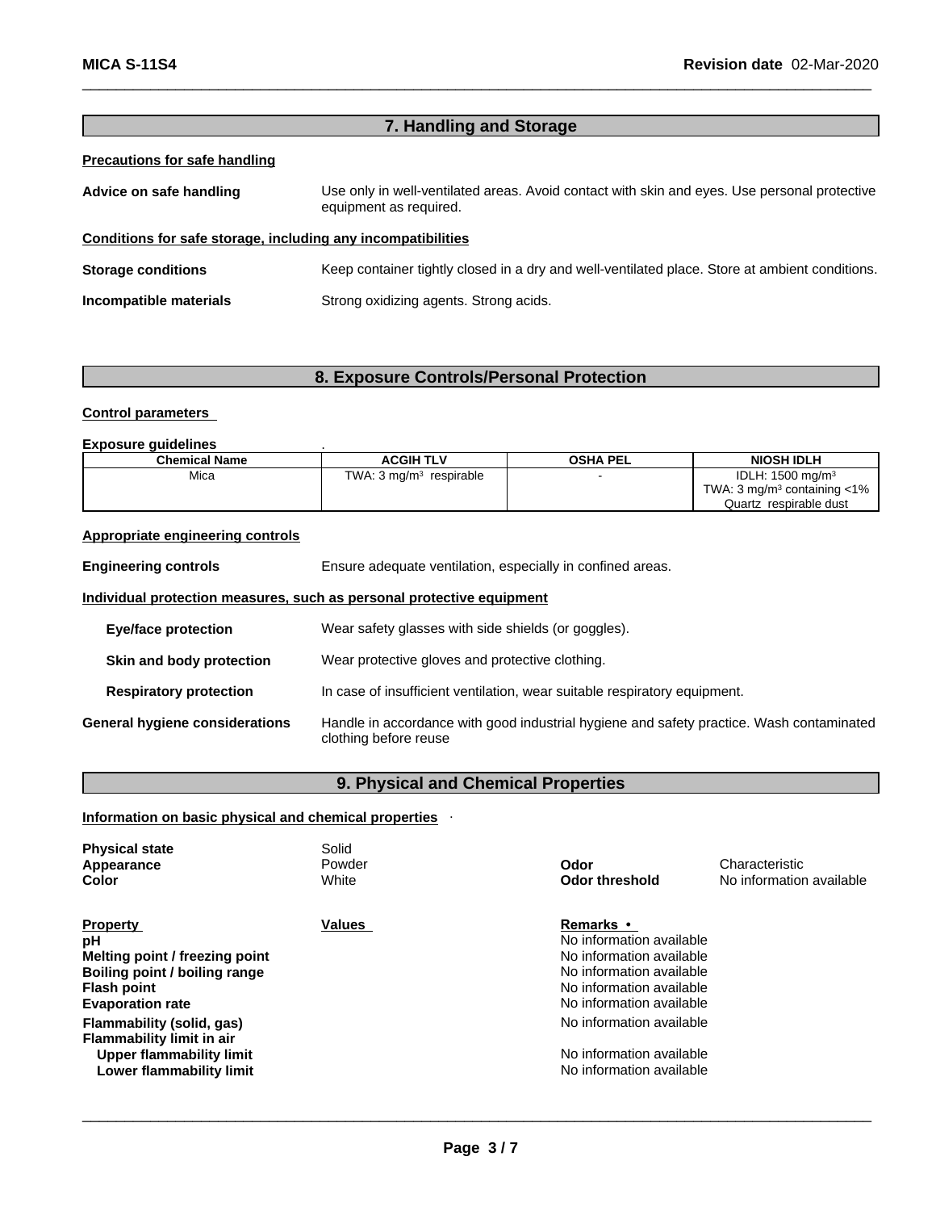## 7. Handling and Storage

**Precautions for safe handling**

**Advice on safe handling** Use only in well-ventilated areas. Avoid contact with skin and eyes. Use personal protective equipment as required.

**Conditions for safe storage, including any incompatibilities**

**Storage conditions** Keep container tightly closed in a dry and well-ventilated place. Store at ambient conditions.

**Incompatible materials** Strong oxidizing agents. Strong acids.

## 8. Exposure Controls/Personal Protection

**Control parameters**

**Exposure guidelines** .

| Chemical Name | ACGIH TLV | OSHA PEL | NIOSH IDLH |
| --- | --- | --- | --- |
| Mica | TWA: 3 mg/m³ respirable | - | IDLH: 1500 mg/m³<br>TWA: 3 mg/m³ containing <1% Quartz respirable dust |

**Appropriate engineering controls**

**Engineering controls** Ensure adequate ventilation, especially in confined areas.

**Individual protection measures, such as personal protective equipment**

**Eye/face protection** Wear safety glasses with side shields (or goggles).

**Skin and body protection** Wear protective gloves and protective clothing.

**Respiratory protection** In case of insufficient ventilation, wear suitable respiratory equipment.

**General hygiene considerations** Handle in accordance with good industrial hygiene and safety practice. Wash contaminated clothing before reuse

## 9. Physical and Chemical Properties

**Information on basic physical and chemical properties** .

**Physical state** Solid
**Appearance** Powder
**Color** White
**Odor** Characteristic
**Odor threshold** No information available

| Property | Values | Remarks • |
| --- | --- | --- |
| pH | | No information available |
| Melting point / freezing point | | No information available |
| Boiling point / boiling range | | No information available |
| Flash point | | No information available |
| Evaporation rate | | No information available |
| Flammability (solid, gas) | | No information available |
| Flammability limit in air | | |
| Upper flammability limit | | No information available |
| Lower flammability limit | | No information available |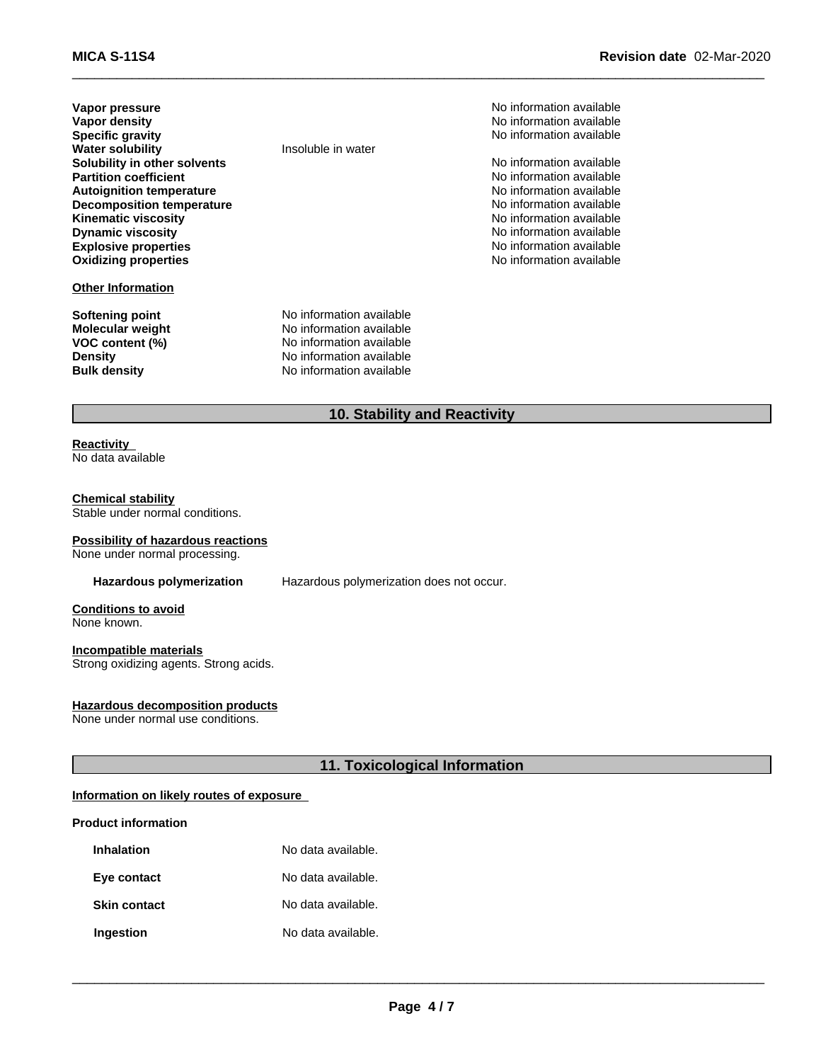| | | |
|---|---|---|
| **Vapor pressure** | | No information available |
| **Vapor density** | | No information available |
| **Specific gravity** | | No information available |
| **Water solubility** | Insoluble in water | |
| **Solubility in other solvents** | | No information available |
| **Partition coefficient** | | No information available |
| **Autoignition temperature** | | No information available |
| **Decomposition temperature** | | No information available |
| **Kinematic viscosity** | | No information available |
| **Dynamic viscosity** | | No information available |
| **Explosive properties** | | No information available |
| **Oxidizing properties** | | No information available |

**Other Information**

| | |
|---|---|
| **Softening point** | No information available |
| **Molecular weight** | No information available |
| **VOC content (%)** | No information available |
| **Density** | No information available |
| **Bulk density** | No information available |

## 10. Stability and Reactivity

**Reactivity**
No data available

**Chemical stability**
Stable under normal conditions.

**Possibility of hazardous reactions**
None under normal processing.

**Hazardous polymerization** Hazardous polymerization does not occur.

**Conditions to avoid**
None known.

**Incompatible materials**
Strong oxidizing agents. Strong acids.

**Hazardous decomposition products**
None under normal use conditions.

## 11. Toxicological Information

**Information on likely routes of exposure**

**Product information**

| | |
|---|---|
| **Inhalation** | No data available. |
| **Eye contact** | No data available. |
| **Skin contact** | No data available. |
| **Ingestion** | No data available. |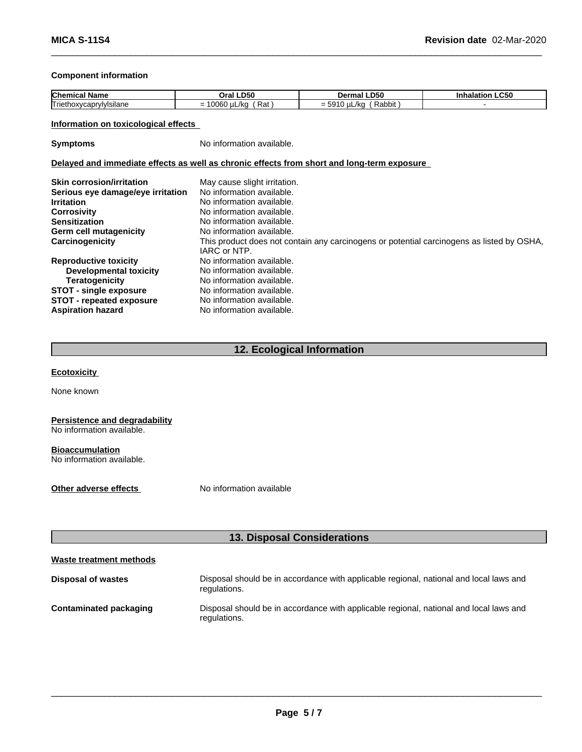**Component information**

| Chemical Name | Oral LD50 | Dermal LD50 | Inhalation LC50 |
|---|---|---|---|
| Triethoxycaprylylsilane | = 10060 µL/kg ( Rat ) | = 5910 µL/kg ( Rabbit ) | - |

**Information on toxicological effects**

**Symptoms** No information available.

**Delayed and immediate effects as well as chronic effects from short and long-term exposure**

**Skin corrosion/irritation** May cause slight irritation.
**Serious eye damage/eye irritation** No information available.
**Irritation** No information available.
**Corrosivity** No information available.
**Sensitization** No information available.
**Germ cell mutagenicity** No information available.
**Carcinogenicity** This product does not contain any carcinogens or potential carcinogens as listed by OSHA, IARC or NTP.
**Reproductive toxicity** No information available.
**Developmental toxicity** No information available.
**Teratogenicity** No information available.
**STOT - single exposure** No information available.
**STOT - repeated exposure** No information available.
**Aspiration hazard** No information available.

## 12. Ecological Information

**Ecotoxicity**

None known

**Persistence and degradability**
No information available.

**Bioaccumulation**
No information available.

**Other adverse effects** No information available

## 13. Disposal Considerations

**Waste treatment methods**

**Disposal of wastes** Disposal should be in accordance with applicable regional, national and local laws and regulations.

**Contaminated packaging** Disposal should be in accordance with applicable regional, national and local laws and regulations.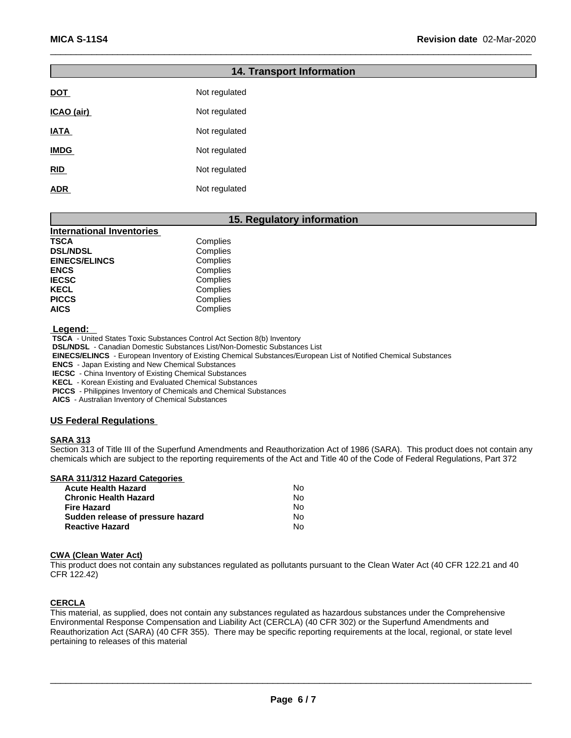## 14. Transport Information

| | |
|---|---|
| **DOT** | Not regulated |
| **ICAO (air)** | Not regulated |
| **IATA** | Not regulated |
| **IMDG** | Not regulated |
| **RID** | Not regulated |
| **ADR** | Not regulated |

## 15. Regulatory information

### International Inventories

| | |
|---|---|
| **TSCA** | Complies |
| **DSL/NDSL** | Complies |
| **EINECS/ELINCS** | Complies |
| **ENCS** | Complies |
| **IECSC** | Complies |
| **KECL** | Complies |
| **PICCS** | Complies |
| **AICS** | Complies |

**Legend:**

**TSCA** - United States Toxic Substances Control Act Section 8(b) Inventory
**DSL/NDSL** - Canadian Domestic Substances List/Non-Domestic Substances List
**EINECS/ELINCS** - European Inventory of Existing Chemical Substances/European List of Notified Chemical Substances
**ENCS** - Japan Existing and New Chemical Substances
**IECSC** - China Inventory of Existing Chemical Substances
**KECL** - Korean Existing and Evaluated Chemical Substances
**PICCS** - Philippines Inventory of Chemicals and Chemical Substances
**AICS** - Australian Inventory of Chemical Substances

### US Federal Regulations

**SARA 313**

Section 313 of Title III of the Superfund Amendments and Reauthorization Act of 1986 (SARA). This product does not contain any chemicals which are subject to the reporting requirements of the Act and Title 40 of the Code of Federal Regulations, Part 372

**SARA 311/312 Hazard Categories**

| | |
|---|---|
| **Acute Health Hazard** | No |
| **Chronic Health Hazard** | No |
| **Fire Hazard** | No |
| **Sudden release of pressure hazard** | No |
| **Reactive Hazard** | No |

**CWA (Clean Water Act)**

This product does not contain any substances regulated as pollutants pursuant to the Clean Water Act (40 CFR 122.21 and 40 CFR 122.42)

**CERCLA**

This material, as supplied, does not contain any substances regulated as hazardous substances under the Comprehensive Environmental Response Compensation and Liability Act (CERCLA) (40 CFR 302) or the Superfund Amendments and Reauthorization Act (SARA) (40 CFR 355). There may be specific reporting requirements at the local, regional, or state level pertaining to releases of this material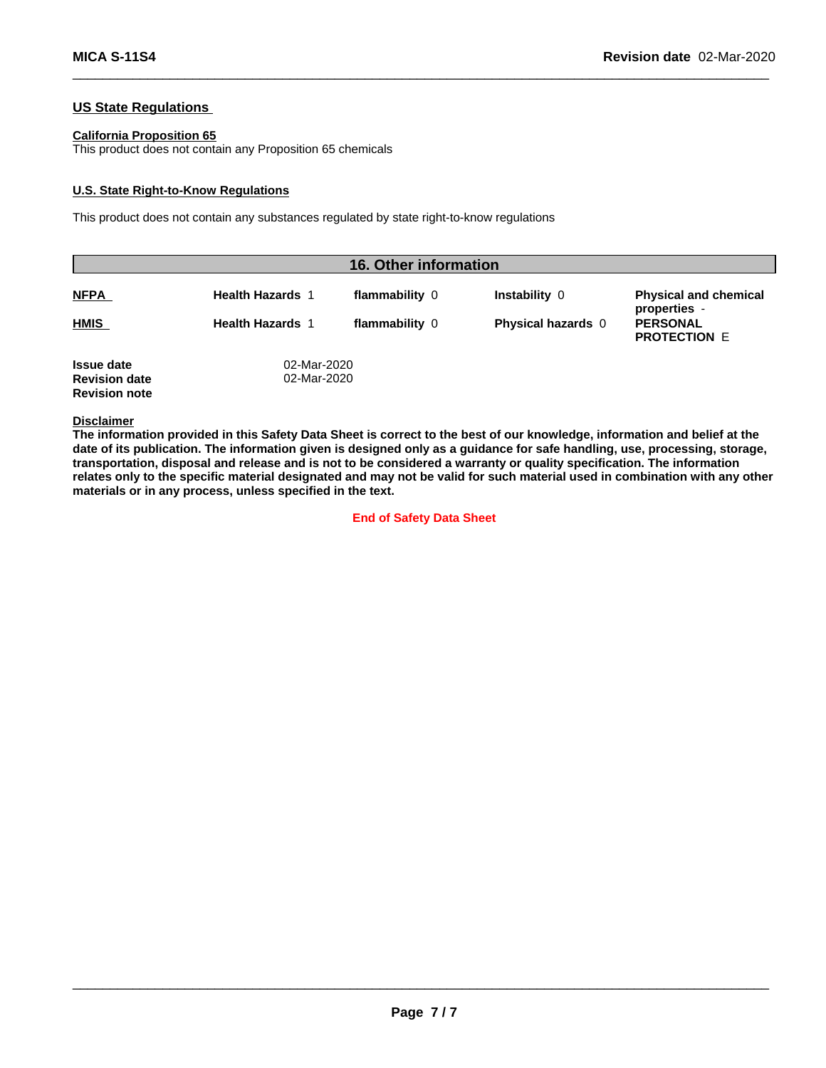## US State Regulations

**California Proposition 65**
This product does not contain any Proposition 65 chemicals

**U.S. State Right-to-Know Regulations**

This product does not contain any substances regulated by state right-to-know regulations

## 16. Other information

| | | | | |
|---|---|---|---|---|
| **NFPA** | **Health Hazards** 1 | **flammability** 0 | **Instability** 0 | **Physical and chemical properties** - |
| **HMIS** | **Health Hazards** 1 | **flammability** 0 | **Physical hazards** 0 | **PERSONAL PROTECTION** E |

| | |
|---|---|
| **Issue date** | 02-Mar-2020 |
| **Revision date** | 02-Mar-2020 |
| **Revision note** | |

**Disclaimer**
**The information provided in this Safety Data Sheet is correct to the best of our knowledge, information and belief at the date of its publication. The information given is designed only as a guidance for safe handling, use, processing, storage, transportation, disposal and release and is not to be considered a warranty or quality specification. The information relates only to the specific material designated and may not be valid for such material used in combination with any other materials or in any process, unless specified in the text.**

**End of Safety Data Sheet**